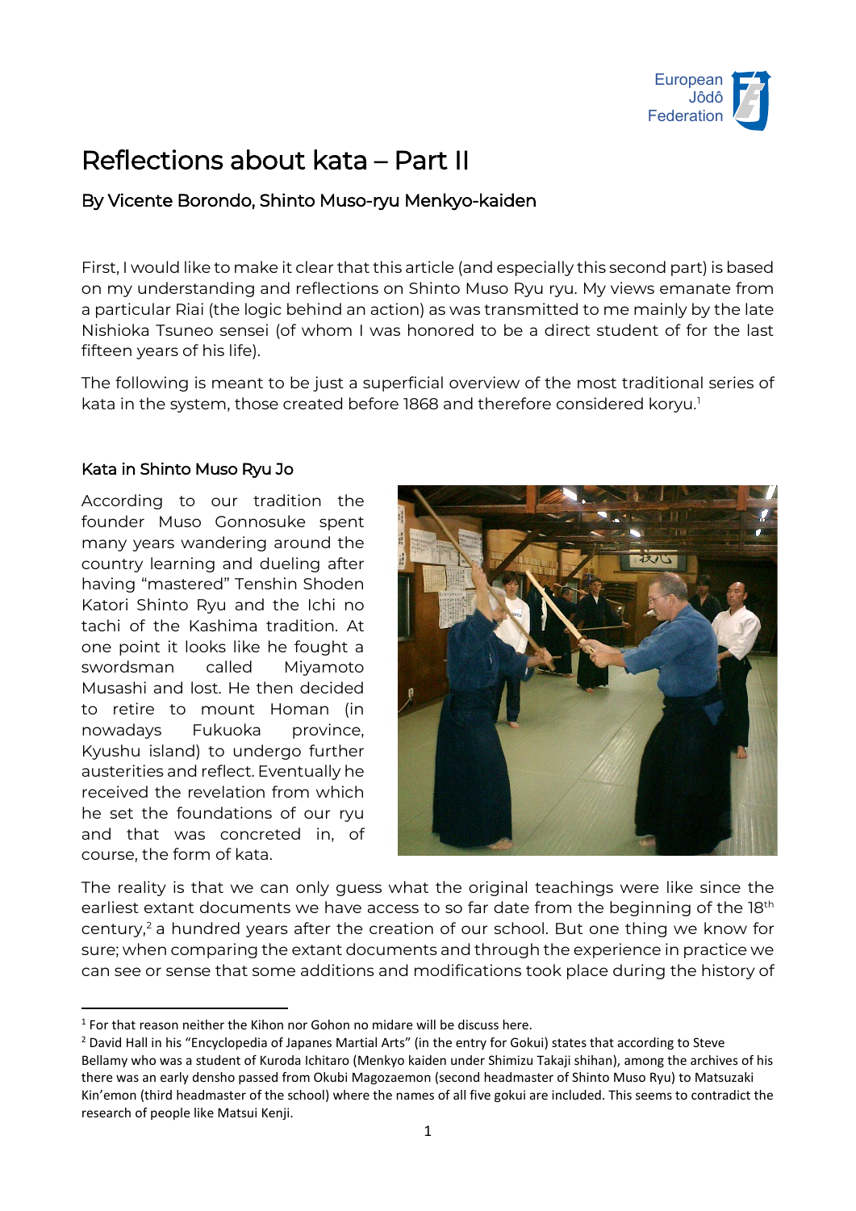# Reflections about kata – Part II

## By Vicente Borondo, Shinto Muso-ryu Menkyo-kaiden

First, I would like to make it clear that this article (and especially this second part) is based on my understanding and reflections on Shinto Muso Ryu ryu. My views emanate from a particular Riai (the logic behind an action) as was transmitted to me mainly by the late Nishioka Tsuneo sensei (of whom I was honored to be a direct student of for the last fifteen years of his life).

The following is meant to be just a superficial overview of the most traditional series of kata in the system, those created before 1868 and therefore considered koryu.[1]

### Kata in Shinto Muso Ryu Jo

According to our tradition the founder Muso Gonnosuke spent many years wandering around the country learning and dueling after having "mastered" Tenshin Shoden Katori Shinto Ryu and the Ichi no tachi of the Kashima tradition. At one point it looks like he fought a swordsman called Miyamoto Musashi and lost. He then decided to retire to mount Homan (in nowadays Fukuoka province, Kyushu island) to undergo further austerities and reflect. Eventually he received the revelation from which he set the foundations of our ryu and that was concreted in, of course, the form of kata.

The reality is that we can only guess what the original teachings were like since the earliest extant documents we have access to so far date from the beginning of the 18th century,[2] a hundred years after the creation of our school. But one thing we know for sure; when comparing the extant documents and through the experience in practice we can see or sense that some additions and modifications took place during the history of

---

[1] For that reason neither the Kihon nor Gohon no midare will be discuss here.

[2] David Hall in his "Encyclopedia of Japanes Martial Arts" (in the entry for Gokui) states that according to Steve Bellamy who was a student of Kuroda Ichitaro (Menkyo kaiden under Shimizu Takaji shihan), among the archives of his there was an early densho passed from Okubi Magozaemon (second headmaster of Shinto Muso Ryu) to Matsuzaki Kin'emon (third headmaster of the school) where the names of all five gokui are included. This seems to contradict the research of people like Matsui Kenji.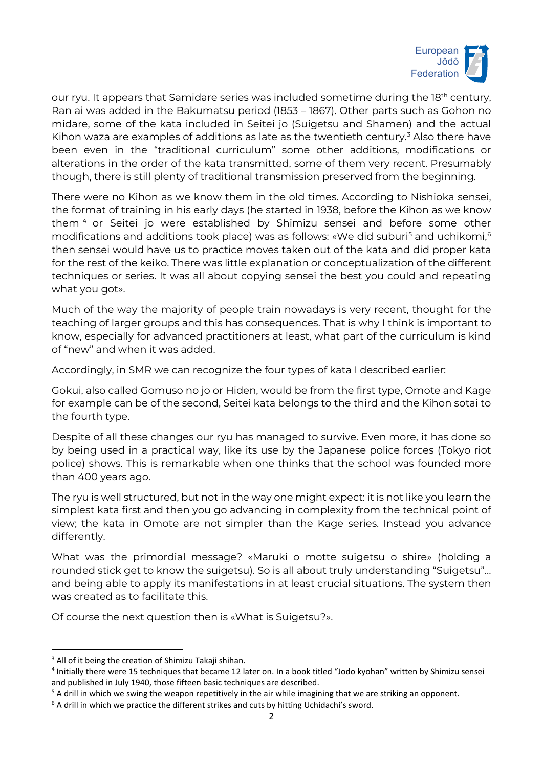our ryu. It appears that Samidare series was included sometime during the 18th century, Ran ai was added in the Bakumatsu period (1853 – 1867). Other parts such as Gohon no midare, some of the kata included in Seitei jo (Suigetsu and Shamen) and the actual Kihon waza are examples of additions as late as the twentieth century.[3] Also there have been even in the "traditional curriculum" some other additions, modifications or alterations in the order of the kata transmitted, some of them very recent. Presumably though, there is still plenty of traditional transmission preserved from the beginning.

There were no Kihon as we know them in the old times. According to Nishioka sensei, the format of training in his early days (he started in 1938, before the Kihon as we know them [4] or Seitei jo were established by Shimizu sensei and before some other modifications and additions took place) was as follows: «We did suburi[5] and uchikomi,[6] then sensei would have us to practice moves taken out of the kata and did proper kata for the rest of the keiko. There was little explanation or conceptualization of the different techniques or series. It was all about copying sensei the best you could and repeating what you got».

Much of the way the majority of people train nowadays is very recent, thought for the teaching of larger groups and this has consequences. That is why I think is important to know, especially for advanced practitioners at least, what part of the curriculum is kind of "new" and when it was added.

Accordingly, in SMR we can recognize the four types of kata I described earlier:

Gokui, also called Gomuso no jo or Hiden, would be from the first type, Omote and Kage for example can be of the second, Seitei kata belongs to the third and the Kihon sotai to the fourth type.

Despite of all these changes our ryu has managed to survive. Even more, it has done so by being used in a practical way, like its use by the Japanese police forces (Tokyo riot police) shows. This is remarkable when one thinks that the school was founded more than 400 years ago.

The ryu is well structured, but not in the way one might expect: it is not like you learn the simplest kata first and then you go advancing in complexity from the technical point of view; the kata in Omote are not simpler than the Kage series. Instead you advance differently.

What was the primordial message? «Maruki o motte suigetsu o shire» (holding a rounded stick get to know the suigetsu). So is all about truly understanding "Suigetsu"… and being able to apply its manifestations in at least crucial situations. The system then was created as to facilitate this.

Of course the next question then is «What is Suigetsu?».

---

[3] All of it being the creation of Shimizu Takaji shihan.

[4] Initially there were 15 techniques that became 12 later on. In a book titled "Jodo kyohan" written by Shimizu sensei and published in July 1940, those fifteen basic techniques are described.

[5] A drill in which we swing the weapon repetitively in the air while imagining that we are striking an opponent.

[6] A drill in which we practice the different strikes and cuts by hitting Uchidachi's sword.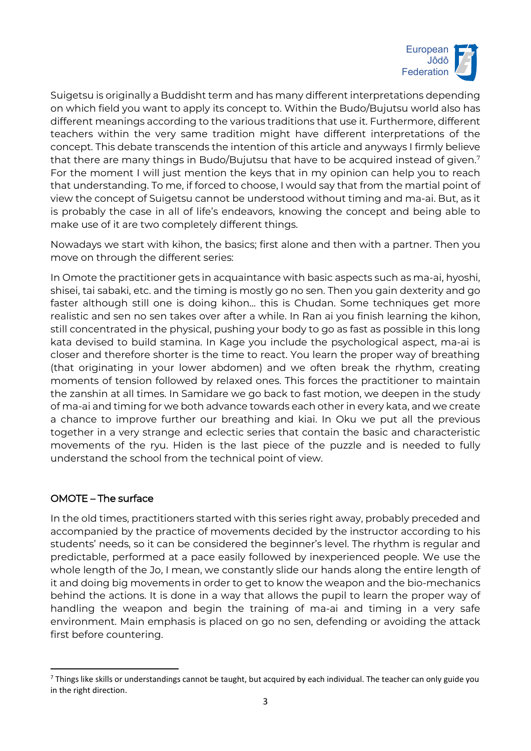Suigetsu is originally a Buddisht term and has many different interpretations depending on which field you want to apply its concept to. Within the Budo/Bujutsu world also has different meanings according to the various traditions that use it. Furthermore, different teachers within the very same tradition might have different interpretations of the concept. This debate transcends the intention of this article and anyways I firmly believe that there are many things in Budo/Bujutsu that have to be acquired instead of given.[7] For the moment I will just mention the keys that in my opinion can help you to reach that understanding. To me, if forced to choose, I would say that from the martial point of view the concept of Suigetsu cannot be understood without timing and ma-ai. But, as it is probably the case in all of life's endeavors, knowing the concept and being able to make use of it are two completely different things.

Nowadays we start with kihon, the basics; first alone and then with a partner. Then you move on through the different series:

In Omote the practitioner gets in acquaintance with basic aspects such as ma-ai, hyoshi, shisei, tai sabaki, etc. and the timing is mostly go no sen. Then you gain dexterity and go faster although still one is doing kihon… this is Chudan. Some techniques get more realistic and sen no sen takes over after a while. In Ran ai you finish learning the kihon, still concentrated in the physical, pushing your body to go as fast as possible in this long kata devised to build stamina. In Kage you include the psychological aspect, ma-ai is closer and therefore shorter is the time to react. You learn the proper way of breathing (that originating in your lower abdomen) and we often break the rhythm, creating moments of tension followed by relaxed ones. This forces the practitioner to maintain the zanshin at all times. In Samidare we go back to fast motion, we deepen in the study of ma-ai and timing for we both advance towards each other in every kata, and we create a chance to improve further our breathing and kiai. In Oku we put all the previous together in a very strange and eclectic series that contain the basic and characteristic movements of the ryu. Hiden is the last piece of the puzzle and is needed to fully understand the school from the technical point of view.

## OMOTE – The surface

In the old times, practitioners started with this series right away, probably preceded and accompanied by the practice of movements decided by the instructor according to his students' needs, so it can be considered the beginner's level. The rhythm is regular and predictable, performed at a pace easily followed by inexperienced people. We use the whole length of the Jo, I mean, we constantly slide our hands along the entire length of it and doing big movements in order to get to know the weapon and the bio-mechanics behind the actions. It is done in a way that allows the pupil to learn the proper way of handling the weapon and begin the training of ma-ai and timing in a very safe environment. Main emphasis is placed on go no sen, defending or avoiding the attack first before countering.

---

[7] Things like skills or understandings cannot be taught, but acquired by each individual. The teacher can only guide you in the right direction.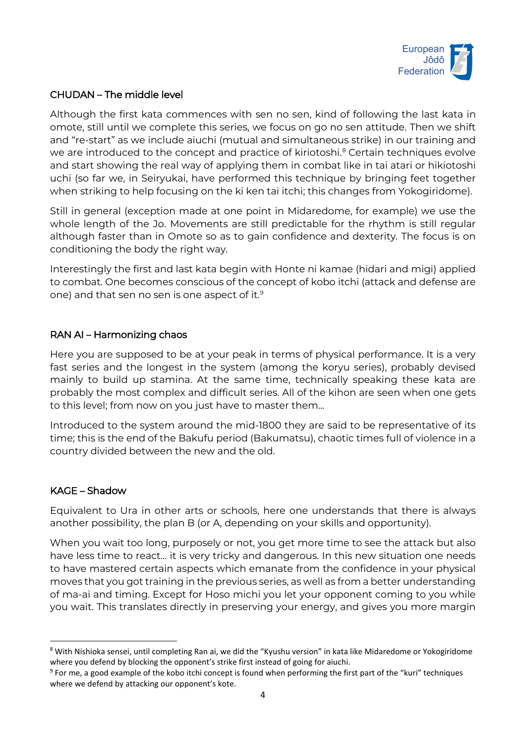## CHUDAN – The middle level

Although the first kata commences with sen no sen, kind of following the last kata in omote, still until we complete this series, we focus on go no sen attitude. Then we shift and "re-start" as we include aiuchi (mutual and simultaneous strike) in our training and we are introduced to the concept and practice of kiriotoshi.[8] Certain techniques evolve and start showing the real way of applying them in combat like in tai atari or hikiotoshi uchi (so far we, in Seiryukai, have performed this technique by bringing feet together when striking to help focusing on the ki ken tai itchi; this changes from Yokogiridome).

Still in general (exception made at one point in Midaredome, for example) we use the whole length of the Jo. Movements are still predictable for the rhythm is still regular although faster than in Omote so as to gain confidence and dexterity. The focus is on conditioning the body the right way.

Interestingly the first and last kata begin with Honte ni kamae (hidari and migi) applied to combat. One becomes conscious of the concept of kobo itchi (attack and defense are one) and that sen no sen is one aspect of it.[9]

## RAN AI – Harmonizing chaos

Here you are supposed to be at your peak in terms of physical performance. It is a very fast series and the longest in the system (among the koryu series), probably devised mainly to build up stamina. At the same time, technically speaking these kata are probably the most complex and difficult series. All of the kihon are seen when one gets to this level; from now on you just have to master them…

Introduced to the system around the mid-1800 they are said to be representative of its time; this is the end of the Bakufu period (Bakumatsu), chaotic times full of violence in a country divided between the new and the old.

## KAGE – Shadow

Equivalent to Ura in other arts or schools, here one understands that there is always another possibility, the plan B (or A, depending on your skills and opportunity).

When you wait too long, purposely or not, you get more time to see the attack but also have less time to react… it is very tricky and dangerous. In this new situation one needs to have mastered certain aspects which emanate from the confidence in your physical moves that you got training in the previous series, as well as from a better understanding of ma-ai and timing. Except for Hoso michi you let your opponent coming to you while you wait. This translates directly in preserving your energy, and gives you more margin

---

[8] With Nishioka sensei, until completing Ran ai, we did the "Kyushu version" in kata like Midaredome or Yokogiridome where you defend by blocking the opponent's strike first instead of going for aiuchi.

[9] For me, a good example of the kobo itchi concept is found when performing the first part of the "kuri" techniques where we defend by attacking our opponent's kote.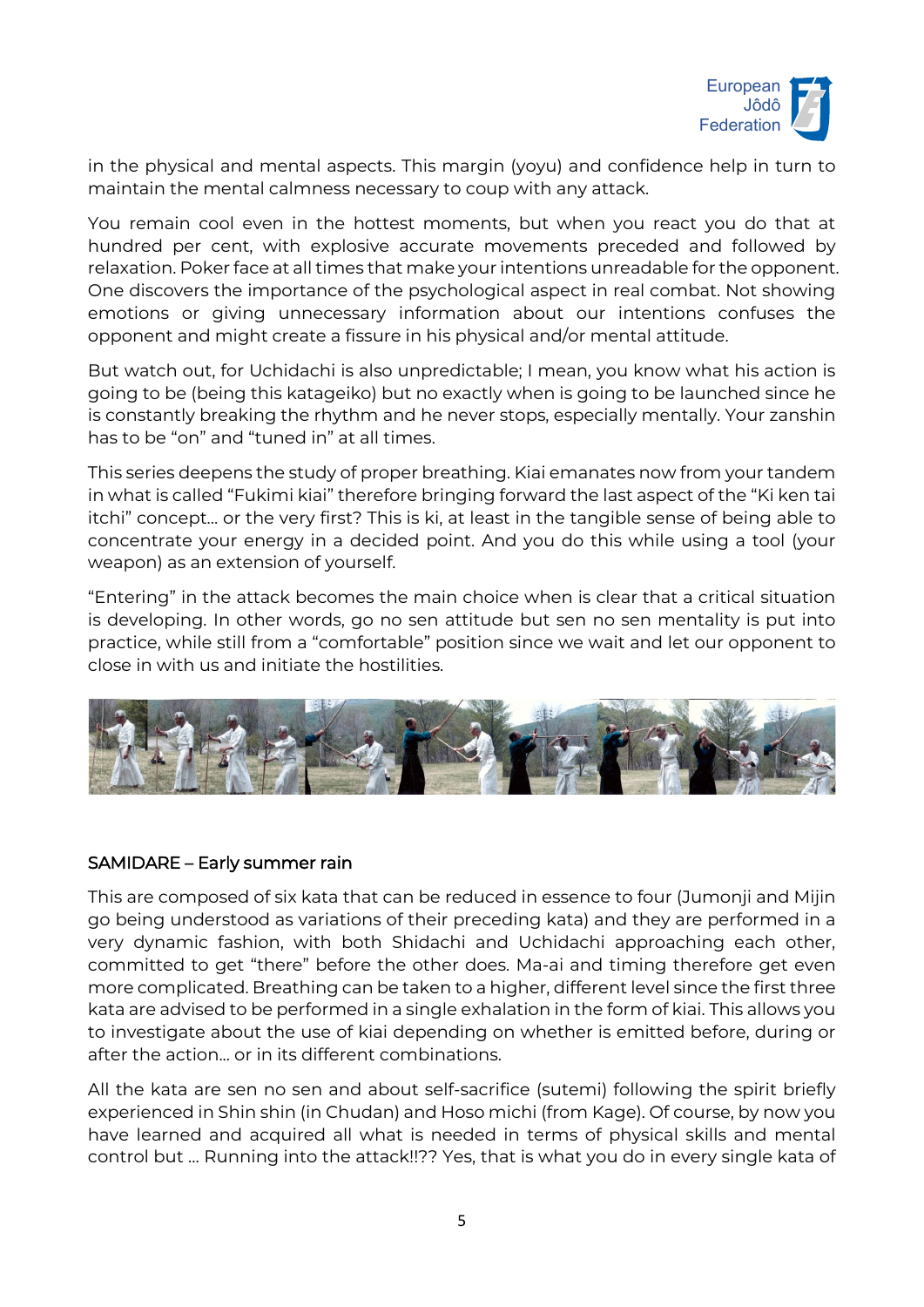in the physical and mental aspects. This margin (yoyu) and confidence help in turn to maintain the mental calmness necessary to coup with any attack.

You remain cool even in the hottest moments, but when you react you do that at hundred per cent, with explosive accurate movements preceded and followed by relaxation. Poker face at all times that make your intentions unreadable for the opponent. One discovers the importance of the psychological aspect in real combat. Not showing emotions or giving unnecessary information about our intentions confuses the opponent and might create a fissure in his physical and/or mental attitude.

But watch out, for Uchidachi is also unpredictable; I mean, you know what his action is going to be (being this katageiko) but no exactly when is going to be launched since he is constantly breaking the rhythm and he never stops, especially mentally. Your zanshin has to be "on" and "tuned in" at all times.

This series deepens the study of proper breathing. Kiai emanates now from your tandem in what is called "Fukimi kiai" therefore bringing forward the last aspect of the "Ki ken tai itchi" concept… or the very first? This is ki, at least in the tangible sense of being able to concentrate your energy in a decided point. And you do this while using a tool (your weapon) as an extension of yourself.

"Entering" in the attack becomes the main choice when is clear that a critical situation is developing. In other words, go no sen attitude but sen no sen mentality is put into practice, while still from a "comfortable" position since we wait and let our opponent to close in with us and initiate the hostilities.

SAMIDARE – Early summer rain

This are composed of six kata that can be reduced in essence to four (Jumonji and Mijin go being understood as variations of their preceding kata) and they are performed in a very dynamic fashion, with both Shidachi and Uchidachi approaching each other, committed to get "there" before the other does. Ma-ai and timing therefore get even more complicated. Breathing can be taken to a higher, different level since the first three kata are advised to be performed in a single exhalation in the form of kiai. This allows you to investigate about the use of kiai depending on whether is emitted before, during or after the action… or in its different combinations.

All the kata are sen no sen and about self-sacrifice (sutemi) following the spirit briefly experienced in Shin shin (in Chudan) and Hoso michi (from Kage). Of course, by now you have learned and acquired all what is needed in terms of physical skills and mental control but … Running into the attack!!?? Yes, that is what you do in every single kata of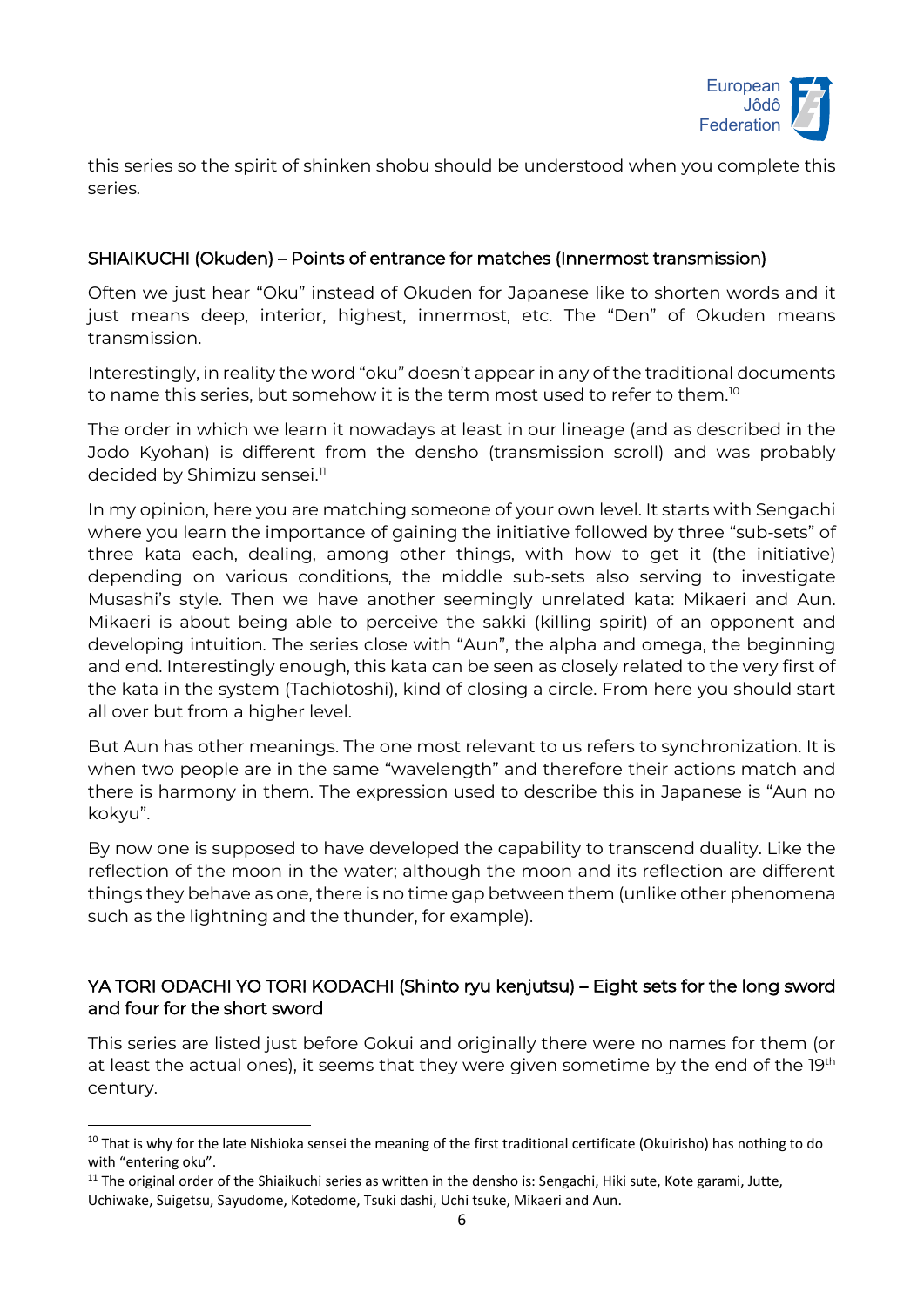this series so the spirit of shinken shobu should be understood when you complete this series.

### SHIAIKUCHI (Okuden) – Points of entrance for matches (Innermost transmission)

Often we just hear "Oku" instead of Okuden for Japanese like to shorten words and it just means deep, interior, highest, innermost, etc. The "Den" of Okuden means transmission.

Interestingly, in reality the word "oku" doesn't appear in any of the traditional documents to name this series, but somehow it is the term most used to refer to them.[10]

The order in which we learn it nowadays at least in our lineage (and as described in the Jodo Kyohan) is different from the densho (transmission scroll) and was probably decided by Shimizu sensei.[11]

In my opinion, here you are matching someone of your own level. It starts with Sengachi where you learn the importance of gaining the initiative followed by three "sub-sets" of three kata each, dealing, among other things, with how to get it (the initiative) depending on various conditions, the middle sub-sets also serving to investigate Musashi's style. Then we have another seemingly unrelated kata: Mikaeri and Aun. Mikaeri is about being able to perceive the sakki (killing spirit) of an opponent and developing intuition. The series close with "Aun", the alpha and omega, the beginning and end. Interestingly enough, this kata can be seen as closely related to the very first of the kata in the system (Tachiotoshi), kind of closing a circle. From here you should start all over but from a higher level.

But Aun has other meanings. The one most relevant to us refers to synchronization. It is when two people are in the same "wavelength" and therefore their actions match and there is harmony in them. The expression used to describe this in Japanese is "Aun no kokyu".

By now one is supposed to have developed the capability to transcend duality. Like the reflection of the moon in the water; although the moon and its reflection are different things they behave as one, there is no time gap between them (unlike other phenomena such as the lightning and the thunder, for example).

### YA TORI ODACHI YO TORI KODACHI (Shinto ryu kenjutsu) – Eight sets for the long sword and four for the short sword

This series are listed just before Gokui and originally there were no names for them (or at least the actual ones), it seems that they were given sometime by the end of the 19th century.

---

[10] That is why for the late Nishioka sensei the meaning of the first traditional certificate (Okuirisho) has nothing to do with "entering oku".

[11] The original order of the Shiaikuchi series as written in the densho is: Sengachi, Hiki sute, Kote garami, Jutte, Uchiwake, Suigetsu, Sayudome, Kotedome, Tsuki dashi, Uchi tsuke, Mikaeri and Aun.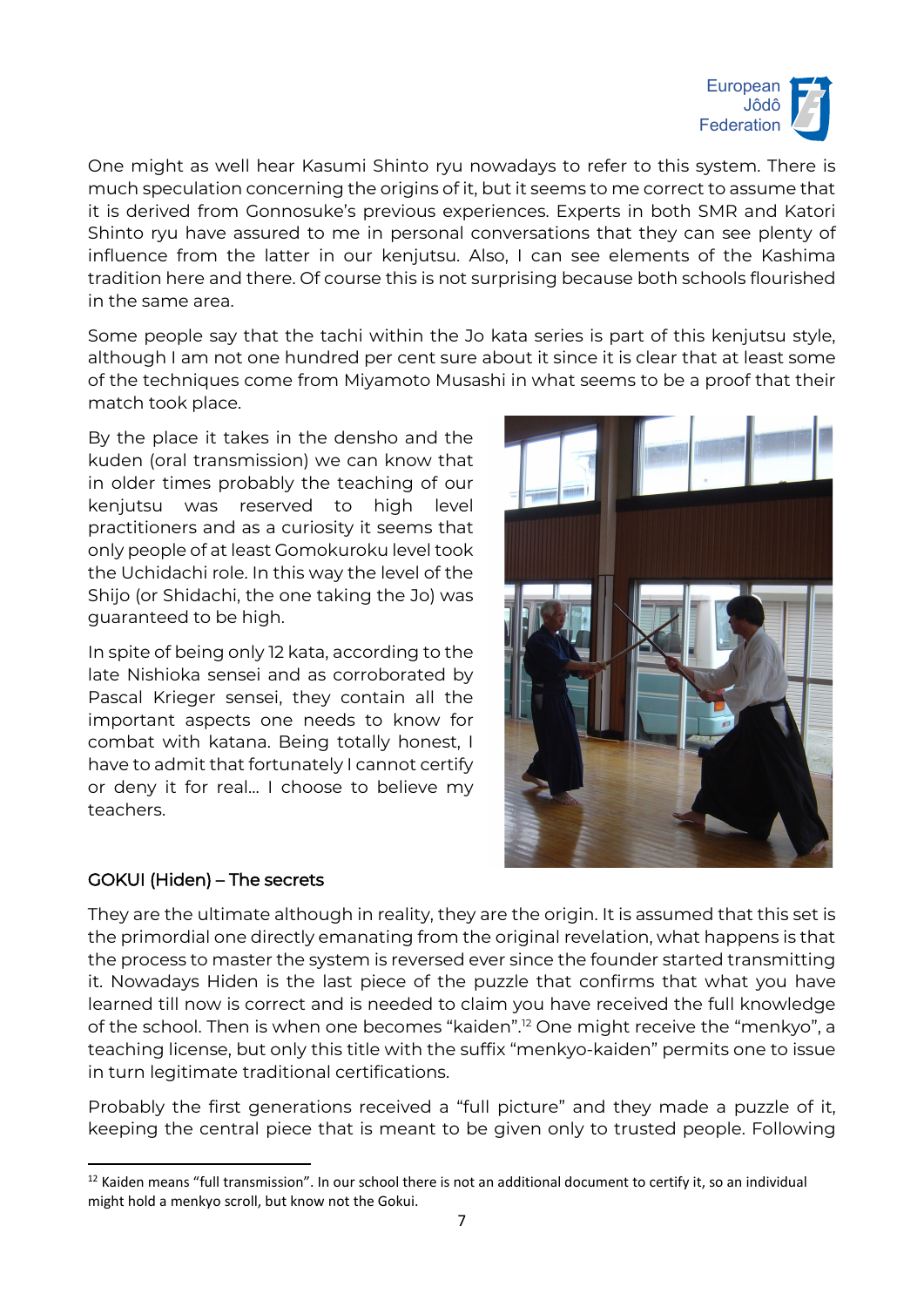One might as well hear Kasumi Shinto ryu nowadays to refer to this system. There is much speculation concerning the origins of it, but it seems to me correct to assume that it is derived from Gonnosuke's previous experiences. Experts in both SMR and Katori Shinto ryu have assured to me in personal conversations that they can see plenty of influence from the latter in our kenjutsu. Also, I can see elements of the Kashima tradition here and there. Of course this is not surprising because both schools flourished in the same area.

Some people say that the tachi within the Jo kata series is part of this kenjutsu style, although I am not one hundred per cent sure about it since it is clear that at least some of the techniques come from Miyamoto Musashi in what seems to be a proof that their match took place.

By the place it takes in the densho and the kuden (oral transmission) we can know that in older times probably the teaching of our kenjutsu was reserved to high level practitioners and as a curiosity it seems that only people of at least Gomokuroku level took the Uchidachi role. In this way the level of the Shijo (or Shidachi, the one taking the Jo) was guaranteed to be high.

In spite of being only 12 kata, according to the late Nishioka sensei and as corroborated by Pascal Krieger sensei, they contain all the important aspects one needs to know for combat with katana. Being totally honest, I have to admit that fortunately I cannot certify or deny it for real… I choose to believe my teachers.

## GOKUI (Hiden) – The secrets

They are the ultimate although in reality, they are the origin. It is assumed that this set is the primordial one directly emanating from the original revelation, what happens is that the process to master the system is reversed ever since the founder started transmitting it. Nowadays Hiden is the last piece of the puzzle that confirms that what you have learned till now is correct and is needed to claim you have received the full knowledge of the school. Then is when one becomes "kaiden".[12] One might receive the "menkyo", a teaching license, but only this title with the suffix "menkyo-kaiden" permits one to issue in turn legitimate traditional certifications.

Probably the first generations received a "full picture" and they made a puzzle of it, keeping the central piece that is meant to be given only to trusted people. Following

[12] Kaiden means "full transmission". In our school there is not an additional document to certify it, so an individual might hold a menkyo scroll, but know not the Gokui.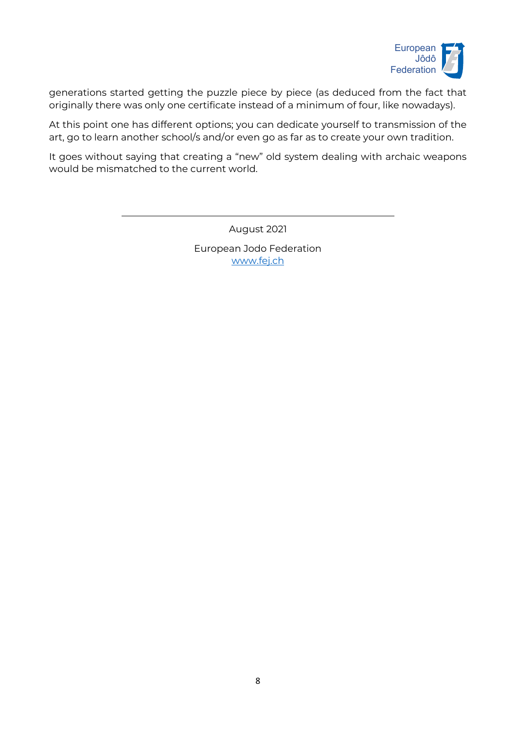generations started getting the puzzle piece by piece (as deduced from the fact that originally there was only one certificate instead of a minimum of four, like nowadays).

At this point one has different options; you can dedicate yourself to transmission of the art, go to learn another school/s and/or even go as far as to create your own tradition.

It goes without saying that creating a "new" old system dealing with archaic weapons would be mismatched to the current world.

---

August 2021

European Jodo Federation
www.fej.ch